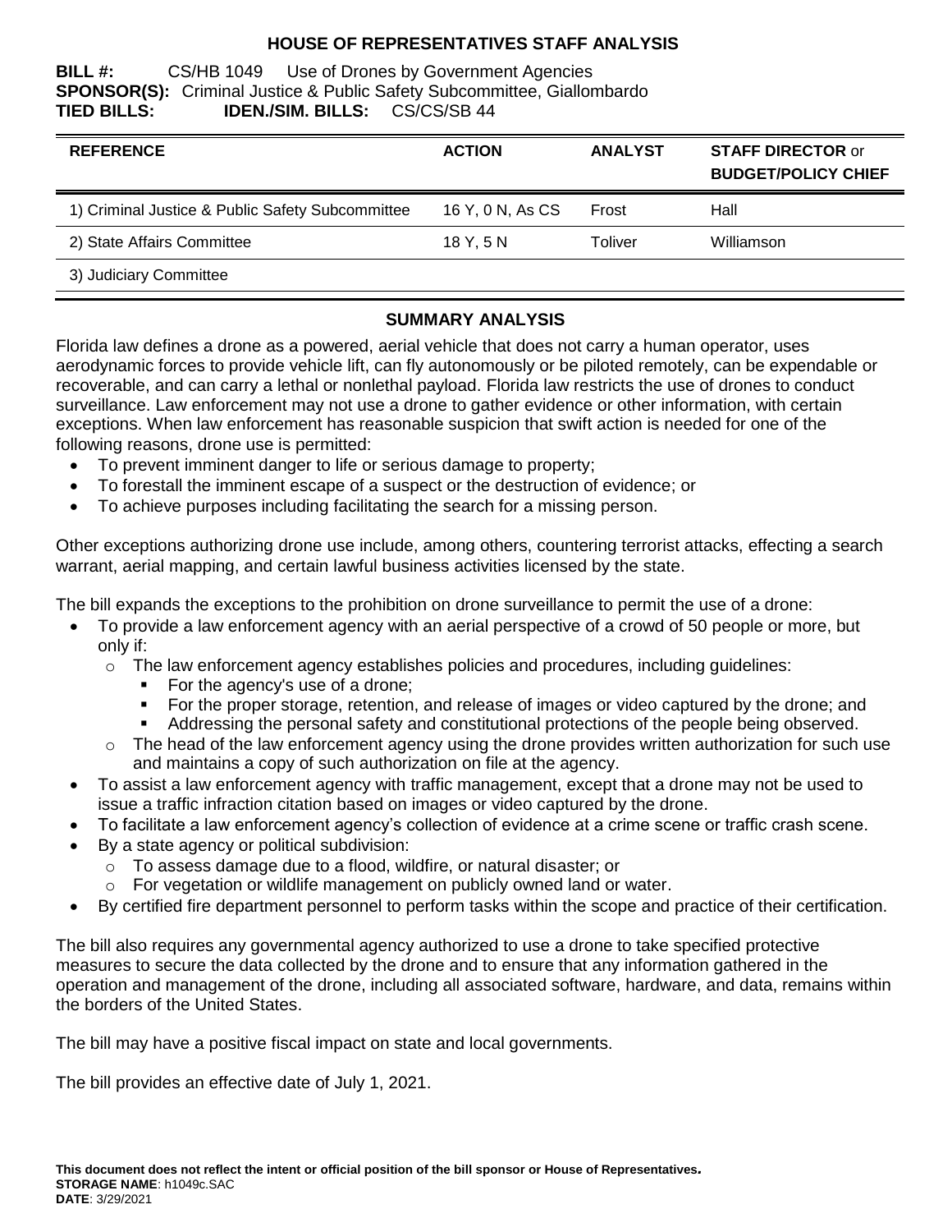# HOUSE OF REPRESENTATIVES STAFF ANALYSIS

**BILL #:** CS/HB 1049 Use of Drones by Government Agencies
**SPONSOR(S):** Criminal Justice & Public Safety Subcommittee, Giallombardo
**TIED BILLS:** **IDEN./SIM. BILLS:** CS/CS/SB 44

| REFERENCE | ACTION | ANALYST | STAFF DIRECTOR or BUDGET/POLICY CHIEF |
|---|---|---|---|
| 1) Criminal Justice & Public Safety Subcommittee | 16 Y, 0 N, As CS | Frost | Hall |
| 2) State Affairs Committee | 18 Y, 5 N | Toliver | Williamson |
| 3) Judiciary Committee | | | |

## SUMMARY ANALYSIS

Florida law defines a drone as a powered, aerial vehicle that does not carry a human operator, uses aerodynamic forces to provide vehicle lift, can fly autonomously or be piloted remotely, can be expendable or recoverable, and can carry a lethal or nonlethal payload. Florida law restricts the use of drones to conduct surveillance. Law enforcement may not use a drone to gather evidence or other information, with certain exceptions. When law enforcement has reasonable suspicion that swift action is needed for one of the following reasons, drone use is permitted:

- To prevent imminent danger to life or serious damage to property;
- To forestall the imminent escape of a suspect or the destruction of evidence; or
- To achieve purposes including facilitating the search for a missing person.

Other exceptions authorizing drone use include, among others, countering terrorist attacks, effecting a search warrant, aerial mapping, and certain lawful business activities licensed by the state.

The bill expands the exceptions to the prohibition on drone surveillance to permit the use of a drone:

- To provide a law enforcement agency with an aerial perspective of a crowd of 50 people or more, but only if:
  - The law enforcement agency establishes policies and procedures, including guidelines:
    - For the agency's use of a drone;
    - For the proper storage, retention, and release of images or video captured by the drone; and
    - Addressing the personal safety and constitutional protections of the people being observed.
  - The head of the law enforcement agency using the drone provides written authorization for such use and maintains a copy of such authorization on file at the agency.
- To assist a law enforcement agency with traffic management, except that a drone may not be used to issue a traffic infraction citation based on images or video captured by the drone.
- To facilitate a law enforcement agency's collection of evidence at a crime scene or traffic crash scene.
- By a state agency or political subdivision:
  - To assess damage due to a flood, wildfire, or natural disaster; or
  - For vegetation or wildlife management on publicly owned land or water.
- By certified fire department personnel to perform tasks within the scope and practice of their certification.

The bill also requires any governmental agency authorized to use a drone to take specified protective measures to secure the data collected by the drone and to ensure that any information gathered in the operation and management of the drone, including all associated software, hardware, and data, remains within the borders of the United States.

The bill may have a positive fiscal impact on state and local governments.

The bill provides an effective date of July 1, 2021.

**This document does not reflect the intent or official position of the bill sponsor or House of Representatives.**
**STORAGE NAME**: h1049c.SAC
**DATE**: 3/29/2021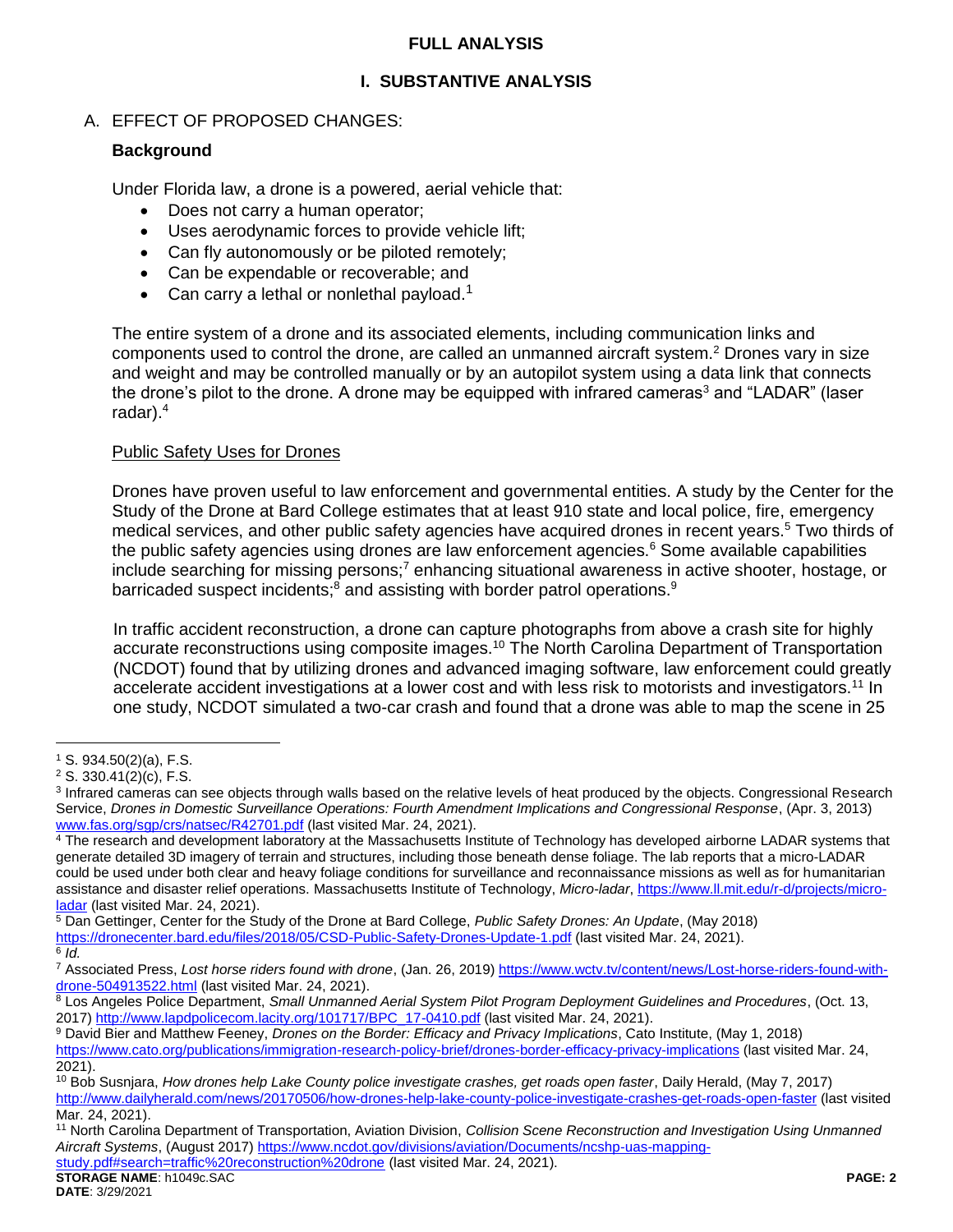## FULL ANALYSIS

### I. SUBSTANTIVE ANALYSIS

A. EFFECT OF PROPOSED CHANGES:

**Background**

Under Florida law, a drone is a powered, aerial vehicle that:

- Does not carry a human operator;
- Uses aerodynamic forces to provide vehicle lift;
- Can fly autonomously or be piloted remotely;
- Can be expendable or recoverable; and
- Can carry a lethal or nonlethal payload.[1]

The entire system of a drone and its associated elements, including communication links and components used to control the drone, are called an unmanned aircraft system.[2] Drones vary in size and weight and may be controlled manually or by an autopilot system using a data link that connects the drone's pilot to the drone. A drone may be equipped with infrared cameras[3] and "LADAR" (laser radar).[4]

Public Safety Uses for Drones

Drones have proven useful to law enforcement and governmental entities. A study by the Center for the Study of the Drone at Bard College estimates that at least 910 state and local police, fire, emergency medical services, and other public safety agencies have acquired drones in recent years.[5] Two thirds of the public safety agencies using drones are law enforcement agencies.[6] Some available capabilities include searching for missing persons;[7] enhancing situational awareness in active shooter, hostage, or barricaded suspect incidents;[8] and assisting with border patrol operations.[9]

In traffic accident reconstruction, a drone can capture photographs from above a crash site for highly accurate reconstructions using composite images.[10] The North Carolina Department of Transportation (NCDOT) found that by utilizing drones and advanced imaging software, law enforcement could greatly accelerate accident investigations at a lower cost and with less risk to motorists and investigators.[11] In one study, NCDOT simulated a two-car crash and found that a drone was able to map the scene in 25

---

[1] S. 934.50(2)(a), F.S.

[2] S. 330.41(2)(c), F.S.

[3] Infrared cameras can see objects through walls based on the relative levels of heat produced by the objects. Congressional Research Service, *Drones in Domestic Surveillance Operations: Fourth Amendment Implications and Congressional Response*, (Apr. 3, 2013) www.fas.org/sgp/crs/natsec/R42701.pdf (last visited Mar. 24, 2021).

[4] The research and development laboratory at the Massachusetts Institute of Technology has developed airborne LADAR systems that generate detailed 3D imagery of terrain and structures, including those beneath dense foliage. The lab reports that a micro-LADAR could be used under both clear and heavy foliage conditions for surveillance and reconnaissance missions as well as for humanitarian assistance and disaster relief operations. Massachusetts Institute of Technology, *Micro-ladar*, https://www.ll.mit.edu/r-d/projects/micro-ladar (last visited Mar. 24, 2021).

[5] Dan Gettinger, Center for the Study of the Drone at Bard College, *Public Safety Drones: An Update*, (May 2018) https://dronecenter.bard.edu/files/2018/05/CSD-Public-Safety-Drones-Update-1.pdf (last visited Mar. 24, 2021).

[6] *Id.*

[7] Associated Press, *Lost horse riders found with drone*, (Jan. 26, 2019) https://www.wctv.tv/content/news/Lost-horse-riders-found-with-drone-504913522.html (last visited Mar. 24, 2021).

[8] Los Angeles Police Department, *Small Unmanned Aerial System Pilot Program Deployment Guidelines and Procedures*, (Oct. 13, 2017) http://www.lapdpolicecom.lacity.org/101717/BPC_17-0410.pdf (last visited Mar. 24, 2021).

[9] David Bier and Matthew Feeney, *Drones on the Border: Efficacy and Privacy Implications*, Cato Institute, (May 1, 2018) https://www.cato.org/publications/immigration-research-policy-brief/drones-border-efficacy-privacy-implications (last visited Mar. 24, 2021).

[10] Bob Susnjara, *How drones help Lake County police investigate crashes, get roads open faster*, Daily Herald, (May 7, 2017) http://www.dailyherald.com/news/20170506/how-drones-help-lake-county-police-investigate-crashes-get-roads-open-faster (last visited Mar. 24, 2021).

[11] North Carolina Department of Transportation, Aviation Division, *Collision Scene Reconstruction and Investigation Using Unmanned Aircraft Systems*, (August 2017) https://www.ncdot.gov/divisions/aviation/Documents/ncshp-uas-mapping-study.pdf#search=traffic%20reconstruction%20drone (last visited Mar. 24, 2021).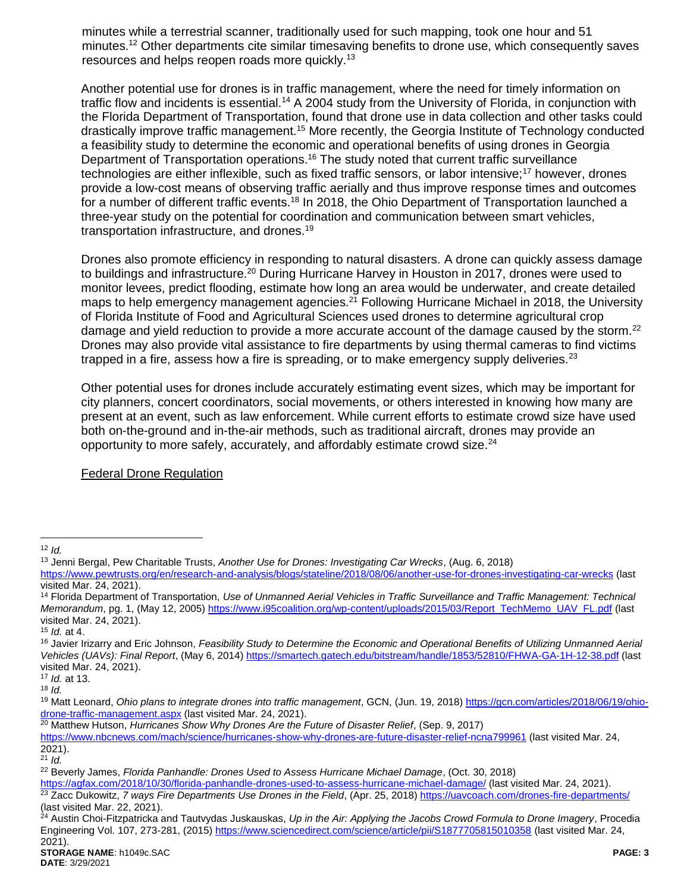minutes while a terrestrial scanner, traditionally used for such mapping, took one hour and 51 minutes.[12] Other departments cite similar timesaving benefits to drone use, which consequently saves resources and helps reopen roads more quickly.[13]

Another potential use for drones is in traffic management, where the need for timely information on traffic flow and incidents is essential.[14] A 2004 study from the University of Florida, in conjunction with the Florida Department of Transportation, found that drone use in data collection and other tasks could drastically improve traffic management.[15] More recently, the Georgia Institute of Technology conducted a feasibility study to determine the economic and operational benefits of using drones in Georgia Department of Transportation operations.[16] The study noted that current traffic surveillance technologies are either inflexible, such as fixed traffic sensors, or labor intensive;[17] however, drones provide a low-cost means of observing traffic aerially and thus improve response times and outcomes for a number of different traffic events.[18] In 2018, the Ohio Department of Transportation launched a three-year study on the potential for coordination and communication between smart vehicles, transportation infrastructure, and drones.[19]

Drones also promote efficiency in responding to natural disasters. A drone can quickly assess damage to buildings and infrastructure.[20] During Hurricane Harvey in Houston in 2017, drones were used to monitor levees, predict flooding, estimate how long an area would be underwater, and create detailed maps to help emergency management agencies.[21] Following Hurricane Michael in 2018, the University of Florida Institute of Food and Agricultural Sciences used drones to determine agricultural crop damage and yield reduction to provide a more accurate account of the damage caused by the storm.[22] Drones may also provide vital assistance to fire departments by using thermal cameras to find victims trapped in a fire, assess how a fire is spreading, or to make emergency supply deliveries.[23]

Other potential uses for drones include accurately estimating event sizes, which may be important for city planners, concert coordinators, social movements, or others interested in knowing how many are present at an event, such as law enforcement. While current efforts to estimate crowd size have used both on-the-ground and in-the-air methods, such as traditional aircraft, drones may provide an opportunity to more safely, accurately, and affordably estimate crowd size.[24]

<u>Federal Drone Regulation</u>

---

[12] *Id.*

[13] Jenni Bergal, Pew Charitable Trusts, *Another Use for Drones: Investigating Car Wrecks*, (Aug. 6, 2018) https://www.pewtrusts.org/en/research-and-analysis/blogs/stateline/2018/08/06/another-use-for-drones-investigating-car-wrecks (last visited Mar. 24, 2021).

[14] Florida Department of Transportation, *Use of Unmanned Aerial Vehicles in Traffic Surveillance and Traffic Management: Technical Memorandum*, pg. 1, (May 12, 2005) https://www.i95coalition.org/wp-content/uploads/2015/03/Report_TechMemo_UAV_FL.pdf (last visited Mar. 24, 2021).

[15] *Id.* at 4.

[16] Javier Irizarry and Eric Johnson, *Feasibility Study to Determine the Economic and Operational Benefits of Utilizing Unmanned Aerial Vehicles (UAVs): Final Report*, (May 6, 2014) https://smartech.gatech.edu/bitstream/handle/1853/52810/FHWA-GA-1H-12-38.pdf (last visited Mar. 24, 2021).

[17] *Id.* at 13.

[18] *Id.*

[19] Matt Leonard, *Ohio plans to integrate drones into traffic management*, GCN, (Jun. 19, 2018) https://gcn.com/articles/2018/06/19/ohio-drone-traffic-management.aspx (last visited Mar. 24, 2021).

[20] Matthew Hutson, *Hurricanes Show Why Drones Are the Future of Disaster Relief*, (Sep. 9, 2017) https://www.nbcnews.com/mach/science/hurricanes-show-why-drones-are-future-disaster-relief-ncna799961 (last visited Mar. 24, 2021).

[21] *Id.*

[22] Beverly James, *Florida Panhandle: Drones Used to Assess Hurricane Michael Damage*, (Oct. 30, 2018) https://agfax.com/2018/10/30/florida-panhandle-drones-used-to-assess-hurricane-michael-damage/ (last visited Mar. 24, 2021).

[23] Zacc Dukowitz, *7 ways Fire Departments Use Drones in the Field*, (Apr. 25, 2018) https://uavcoach.com/drones-fire-departments/ (last visited Mar. 22, 2021).

[24] Austin Choi-Fitzpatricka and Tautvydas Juskauskas, *Up in the Air: Applying the Jacobs Crowd Formula to Drone Imagery*, Procedia Engineering Vol. 107, 273-281, (2015) https://www.sciencedirect.com/science/article/pii/S1877705815010358 (last visited Mar. 24, 2021).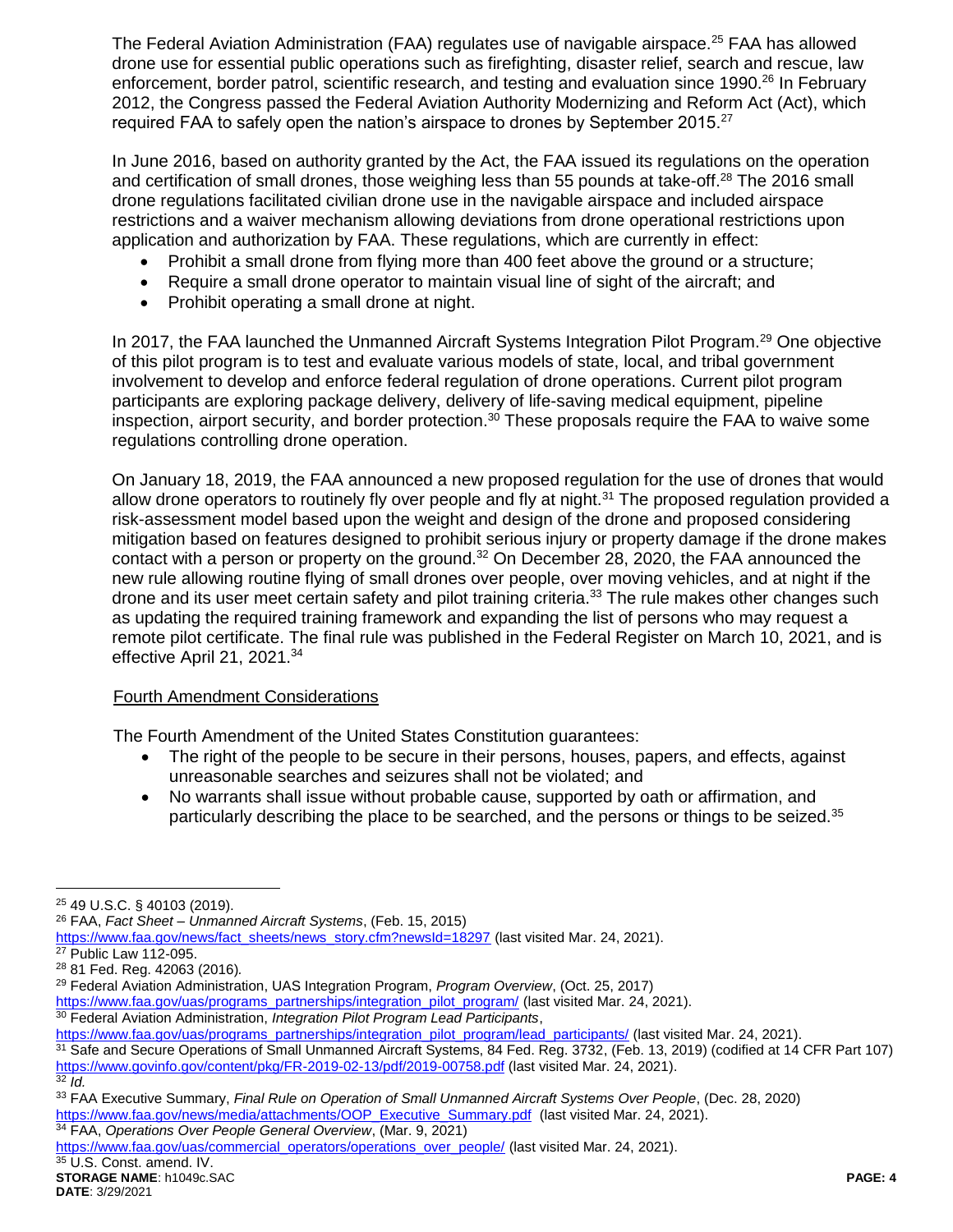The Federal Aviation Administration (FAA) regulates use of navigable airspace.[25] FAA has allowed drone use for essential public operations such as firefighting, disaster relief, search and rescue, law enforcement, border patrol, scientific research, and testing and evaluation since 1990.[26] In February 2012, the Congress passed the Federal Aviation Authority Modernizing and Reform Act (Act), which required FAA to safely open the nation's airspace to drones by September 2015.[27]

In June 2016, based on authority granted by the Act, the FAA issued its regulations on the operation and certification of small drones, those weighing less than 55 pounds at take-off.[28] The 2016 small drone regulations facilitated civilian drone use in the navigable airspace and included airspace restrictions and a waiver mechanism allowing deviations from drone operational restrictions upon application and authorization by FAA. These regulations, which are currently in effect:

- Prohibit a small drone from flying more than 400 feet above the ground or a structure;
- Require a small drone operator to maintain visual line of sight of the aircraft; and
- Prohibit operating a small drone at night.

In 2017, the FAA launched the Unmanned Aircraft Systems Integration Pilot Program.[29] One objective of this pilot program is to test and evaluate various models of state, local, and tribal government involvement to develop and enforce federal regulation of drone operations. Current pilot program participants are exploring package delivery, delivery of life-saving medical equipment, pipeline inspection, airport security, and border protection.[30] These proposals require the FAA to waive some regulations controlling drone operation.

On January 18, 2019, the FAA announced a new proposed regulation for the use of drones that would allow drone operators to routinely fly over people and fly at night.[31] The proposed regulation provided a risk-assessment model based upon the weight and design of the drone and proposed considering mitigation based on features designed to prohibit serious injury or property damage if the drone makes contact with a person or property on the ground.[32] On December 28, 2020, the FAA announced the new rule allowing routine flying of small drones over people, over moving vehicles, and at night if the drone and its user meet certain safety and pilot training criteria.[33] The rule makes other changes such as updating the required training framework and expanding the list of persons who may request a remote pilot certificate. The final rule was published in the Federal Register on March 10, 2021, and is effective April 21, 2021.[34]

<u>Fourth Amendment Considerations</u>

The Fourth Amendment of the United States Constitution guarantees:

- The right of the people to be secure in their persons, houses, papers, and effects, against unreasonable searches and seizures shall not be violated; and
- No warrants shall issue without probable cause, supported by oath or affirmation, and particularly describing the place to be searched, and the persons or things to be seized.[35]

---

[25] 49 U.S.C. § 40103 (2019).

[26] FAA, *Fact Sheet – Unmanned Aircraft Systems*, (Feb. 15, 2015) https://www.faa.gov/news/fact_sheets/news_story.cfm?newsId=18297 (last visited Mar. 24, 2021).

[27] Public Law 112-095.

[28] 81 Fed. Reg. 42063 (2016).

[29] Federal Aviation Administration, UAS Integration Program, *Program Overview*, (Oct. 25, 2017) https://www.faa.gov/uas/programs_partnerships/integration_pilot_program/ (last visited Mar. 24, 2021).

[30] Federal Aviation Administration, *Integration Pilot Program Lead Participants*, https://www.faa.gov/uas/programs_partnerships/integration_pilot_program/lead_participants/ (last visited Mar. 24, 2021).

[31] Safe and Secure Operations of Small Unmanned Aircraft Systems, 84 Fed. Reg. 3732, (Feb. 13, 2019) (codified at 14 CFR Part 107) https://www.govinfo.gov/content/pkg/FR-2019-02-13/pdf/2019-00758.pdf (last visited Mar. 24, 2021).

[32] *Id.*

[33] FAA Executive Summary, *Final Rule on Operation of Small Unmanned Aircraft Systems Over People*, (Dec. 28, 2020) https://www.faa.gov/news/media/attachments/OOP_Executive_Summary.pdf (last visited Mar. 24, 2021).

[34] FAA, *Operations Over People General Overview*, (Mar. 9, 2021) https://www.faa.gov/uas/commercial_operators/operations_over_people/ (last visited Mar. 24, 2021).

[35] U.S. Const. amend. IV.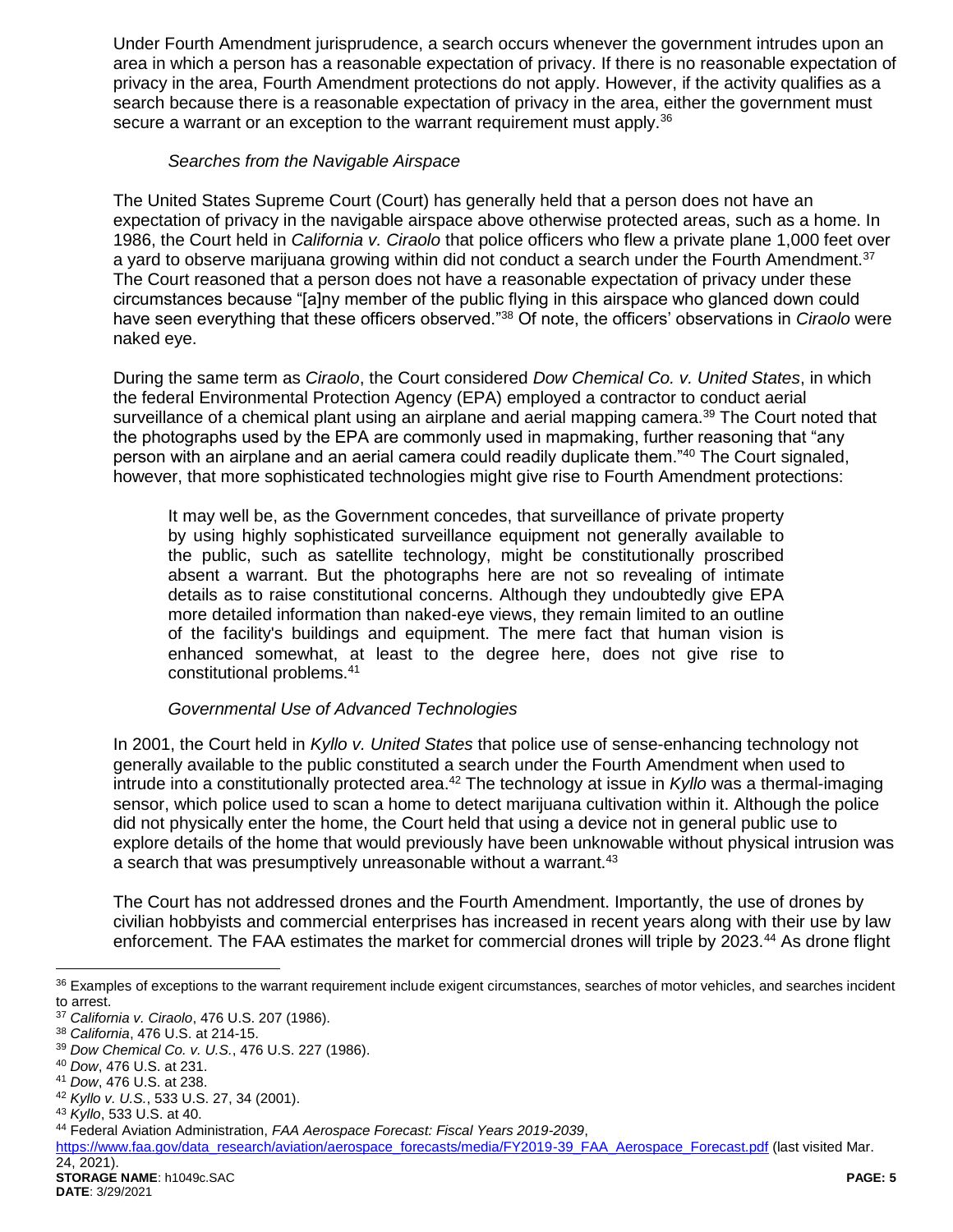Under Fourth Amendment jurisprudence, a search occurs whenever the government intrudes upon an area in which a person has a reasonable expectation of privacy. If there is no reasonable expectation of privacy in the area, Fourth Amendment protections do not apply. However, if the activity qualifies as a search because there is a reasonable expectation of privacy in the area, either the government must secure a warrant or an exception to the warrant requirement must apply.[36]

*Searches from the Navigable Airspace*

The United States Supreme Court (Court) has generally held that a person does not have an expectation of privacy in the navigable airspace above otherwise protected areas, such as a home. In 1986, the Court held in *California v. Ciraolo* that police officers who flew a private plane 1,000 feet over a yard to observe marijuana growing within did not conduct a search under the Fourth Amendment.[37] The Court reasoned that a person does not have a reasonable expectation of privacy under these circumstances because "[a]ny member of the public flying in this airspace who glanced down could have seen everything that these officers observed."[38] Of note, the officers' observations in *Ciraolo* were naked eye.

During the same term as *Ciraolo*, the Court considered *Dow Chemical Co. v. United States*, in which the federal Environmental Protection Agency (EPA) employed a contractor to conduct aerial surveillance of a chemical plant using an airplane and aerial mapping camera.[39] The Court noted that the photographs used by the EPA are commonly used in mapmaking, further reasoning that "any person with an airplane and an aerial camera could readily duplicate them."[40] The Court signaled, however, that more sophisticated technologies might give rise to Fourth Amendment protections:

> It may well be, as the Government concedes, that surveillance of private property by using highly sophisticated surveillance equipment not generally available to the public, such as satellite technology, might be constitutionally proscribed absent a warrant. But the photographs here are not so revealing of intimate details as to raise constitutional concerns. Although they undoubtedly give EPA more detailed information than naked-eye views, they remain limited to an outline of the facility's buildings and equipment. The mere fact that human vision is enhanced somewhat, at least to the degree here, does not give rise to constitutional problems.[41]

*Governmental Use of Advanced Technologies*

In 2001, the Court held in *Kyllo v. United States* that police use of sense-enhancing technology not generally available to the public constituted a search under the Fourth Amendment when used to intrude into a constitutionally protected area.[42] The technology at issue in *Kyllo* was a thermal-imaging sensor, which police used to scan a home to detect marijuana cultivation within it. Although the police did not physically enter the home, the Court held that using a device not in general public use to explore details of the home that would previously have been unknowable without physical intrusion was a search that was presumptively unreasonable without a warrant.[43]

The Court has not addressed drones and the Fourth Amendment. Importantly, the use of drones by civilian hobbyists and commercial enterprises has increased in recent years along with their use by law enforcement. The FAA estimates the market for commercial drones will triple by 2023.[44] As drone flight

---

[36] Examples of exceptions to the warrant requirement include exigent circumstances, searches of motor vehicles, and searches incident to arrest.

[37] *California v. Ciraolo*, 476 U.S. 207 (1986).

[38] *California*, 476 U.S. at 214-15.

[39] *Dow Chemical Co. v. U.S.*, 476 U.S. 227 (1986).

[40] *Dow*, 476 U.S. at 231.

[41] *Dow*, 476 U.S. at 238.

[42] *Kyllo v. U.S.*, 533 U.S. 27, 34 (2001).

[43] *Kyllo*, 533 U.S. at 40.

[44] Federal Aviation Administration, *FAA Aerospace Forecast: Fiscal Years 2019-2039*, https://www.faa.gov/data_research/aviation/aerospace_forecasts/media/FY2019-39_FAA_Aerospace_Forecast.pdf (last visited Mar. 24, 2021).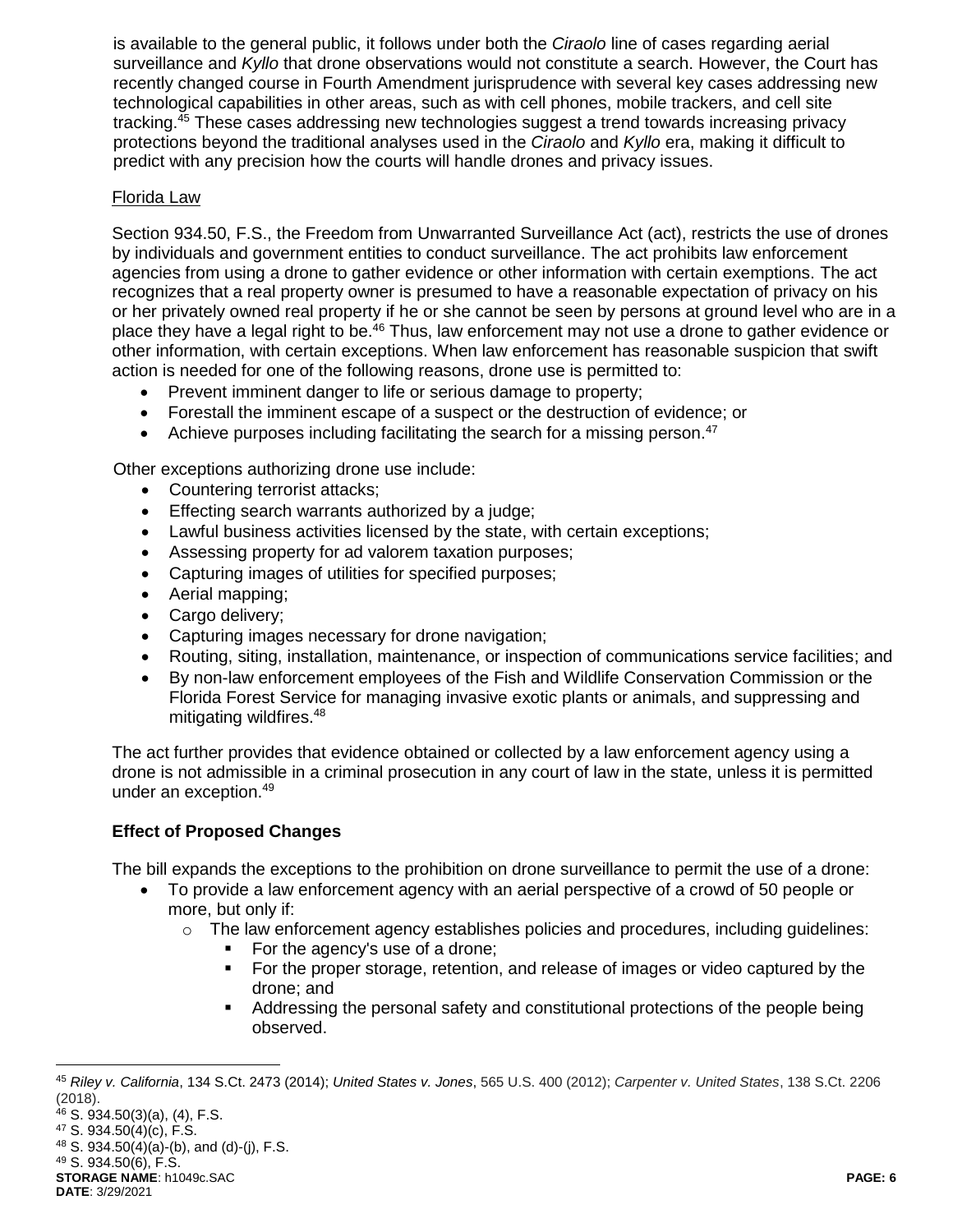is available to the general public, it follows under both the *Ciraolo* line of cases regarding aerial surveillance and *Kyllo* that drone observations would not constitute a search. However, the Court has recently changed course in Fourth Amendment jurisprudence with several key cases addressing new technological capabilities in other areas, such as with cell phones, mobile trackers, and cell site tracking.[45] These cases addressing new technologies suggest a trend towards increasing privacy protections beyond the traditional analyses used in the *Ciraolo* and *Kyllo* era, making it difficult to predict with any precision how the courts will handle drones and privacy issues.

Florida Law

Section 934.50, F.S., the Freedom from Unwarranted Surveillance Act (act), restricts the use of drones by individuals and government entities to conduct surveillance. The act prohibits law enforcement agencies from using a drone to gather evidence or other information with certain exemptions. The act recognizes that a real property owner is presumed to have a reasonable expectation of privacy on his or her privately owned real property if he or she cannot be seen by persons at ground level who are in a place they have a legal right to be.[46] Thus, law enforcement may not use a drone to gather evidence or other information, with certain exceptions. When law enforcement has reasonable suspicion that swift action is needed for one of the following reasons, drone use is permitted to:

- Prevent imminent danger to life or serious damage to property;
- Forestall the imminent escape of a suspect or the destruction of evidence; or
- Achieve purposes including facilitating the search for a missing person.[47]

Other exceptions authorizing drone use include:

- Countering terrorist attacks;
- Effecting search warrants authorized by a judge;
- Lawful business activities licensed by the state, with certain exceptions;
- Assessing property for ad valorem taxation purposes;
- Capturing images of utilities for specified purposes;
- Aerial mapping;
- Cargo delivery;
- Capturing images necessary for drone navigation;
- Routing, siting, installation, maintenance, or inspection of communications service facilities; and
- By non-law enforcement employees of the Fish and Wildlife Conservation Commission or the Florida Forest Service for managing invasive exotic plants or animals, and suppressing and mitigating wildfires.[48]

The act further provides that evidence obtained or collected by a law enforcement agency using a drone is not admissible in a criminal prosecution in any court of law in the state, unless it is permitted under an exception.[49]

**Effect of Proposed Changes**

The bill expands the exceptions to the prohibition on drone surveillance to permit the use of a drone:

- To provide a law enforcement agency with an aerial perspective of a crowd of 50 people or more, but only if:
  - The law enforcement agency establishes policies and procedures, including guidelines:
    - For the agency's use of a drone;
    - For the proper storage, retention, and release of images or video captured by the drone; and
    - Addressing the personal safety and constitutional protections of the people being observed.

[45] *Riley v. California*, 134 S.Ct. 2473 (2014); *United States v. Jones*, 565 U.S. 400 (2012); *Carpenter v. United States*, 138 S.Ct. 2206 (2018).

[46] S. 934.50(3)(a), (4), F.S.

[47] S. 934.50(4)(c), F.S.

[48] S. 934.50(4)(a)-(b), and (d)-(j), F.S.

[49] S. 934.50(6), F.S.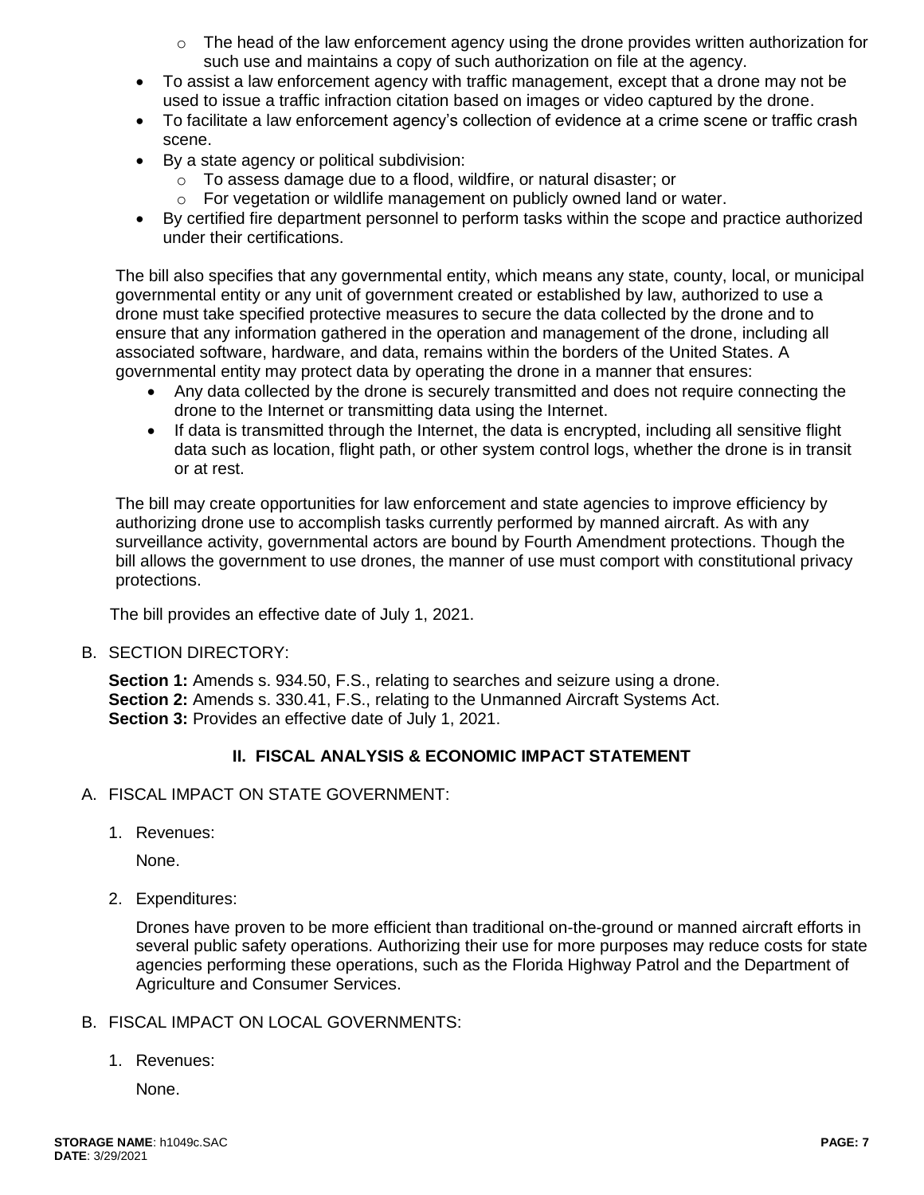- The head of the law enforcement agency using the drone provides written authorization for such use and maintains a copy of such authorization on file at the agency.
- To assist a law enforcement agency with traffic management, except that a drone may not be used to issue a traffic infraction citation based on images or video captured by the drone.
- To facilitate a law enforcement agency's collection of evidence at a crime scene or traffic crash scene.
- By a state agency or political subdivision:
    - To assess damage due to a flood, wildfire, or natural disaster; or
    - For vegetation or wildlife management on publicly owned land or water.
- By certified fire department personnel to perform tasks within the scope and practice authorized under their certifications.

The bill also specifies that any governmental entity, which means any state, county, local, or municipal governmental entity or any unit of government created or established by law, authorized to use a drone must take specified protective measures to secure the data collected by the drone and to ensure that any information gathered in the operation and management of the drone, including all associated software, hardware, and data, remains within the borders of the United States. A governmental entity may protect data by operating the drone in a manner that ensures:

- Any data collected by the drone is securely transmitted and does not require connecting the drone to the Internet or transmitting data using the Internet.
- If data is transmitted through the Internet, the data is encrypted, including all sensitive flight data such as location, flight path, or other system control logs, whether the drone is in transit or at rest.

The bill may create opportunities for law enforcement and state agencies to improve efficiency by authorizing drone use to accomplish tasks currently performed by manned aircraft. As with any surveillance activity, governmental actors are bound by Fourth Amendment protections. Though the bill allows the government to use drones, the manner of use must comport with constitutional privacy protections.

The bill provides an effective date of July 1, 2021.

B. SECTION DIRECTORY:

**Section 1:** Amends s. 934.50, F.S., relating to searches and seizure using a drone.
**Section 2:** Amends s. 330.41, F.S., relating to the Unmanned Aircraft Systems Act.
**Section 3:** Provides an effective date of July 1, 2021.

## II. FISCAL ANALYSIS & ECONOMIC IMPACT STATEMENT

A. FISCAL IMPACT ON STATE GOVERNMENT:

1. Revenues:

   None.

2. Expenditures:

   Drones have proven to be more efficient than traditional on-the-ground or manned aircraft efforts in several public safety operations. Authorizing their use for more purposes may reduce costs for state agencies performing these operations, such as the Florida Highway Patrol and the Department of Agriculture and Consumer Services.

B. FISCAL IMPACT ON LOCAL GOVERNMENTS:

1. Revenues:

   None.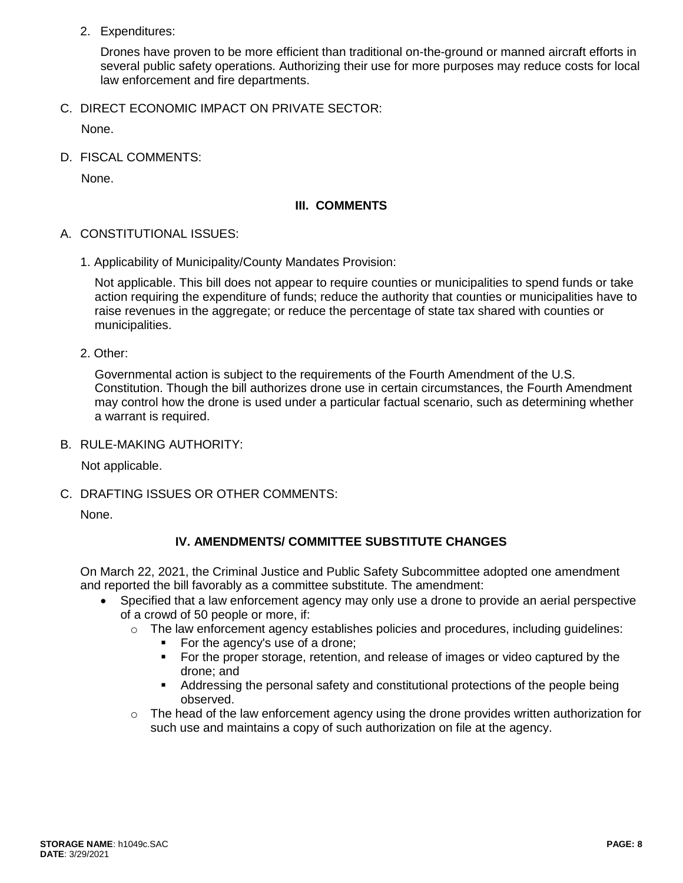2. Expenditures:

   Drones have proven to be more efficient than traditional on-the-ground or manned aircraft efforts in several public safety operations. Authorizing their use for more purposes may reduce costs for local law enforcement and fire departments.

C. DIRECT ECONOMIC IMPACT ON PRIVATE SECTOR:

   None.

D. FISCAL COMMENTS:

   None.

## III. COMMENTS

A. CONSTITUTIONAL ISSUES:

   1. Applicability of Municipality/County Mandates Provision:

   Not applicable. This bill does not appear to require counties or municipalities to spend funds or take action requiring the expenditure of funds; reduce the authority that counties or municipalities have to raise revenues in the aggregate; or reduce the percentage of state tax shared with counties or municipalities.

   2. Other:

   Governmental action is subject to the requirements of the Fourth Amendment of the U.S. Constitution. Though the bill authorizes drone use in certain circumstances, the Fourth Amendment may control how the drone is used under a particular factual scenario, such as determining whether a warrant is required.

B. RULE-MAKING AUTHORITY:

   Not applicable.

C. DRAFTING ISSUES OR OTHER COMMENTS:

   None.

## IV. AMENDMENTS/ COMMITTEE SUBSTITUTE CHANGES

On March 22, 2021, the Criminal Justice and Public Safety Subcommittee adopted one amendment and reported the bill favorably as a committee substitute. The amendment:

- Specified that a law enforcement agency may only use a drone to provide an aerial perspective of a crowd of 50 people or more, if:
  - The law enforcement agency establishes policies and procedures, including guidelines:
    - For the agency's use of a drone;
    - For the proper storage, retention, and release of images or video captured by the drone; and
    - Addressing the personal safety and constitutional protections of the people being observed.
  - The head of the law enforcement agency using the drone provides written authorization for such use and maintains a copy of such authorization on file at the agency.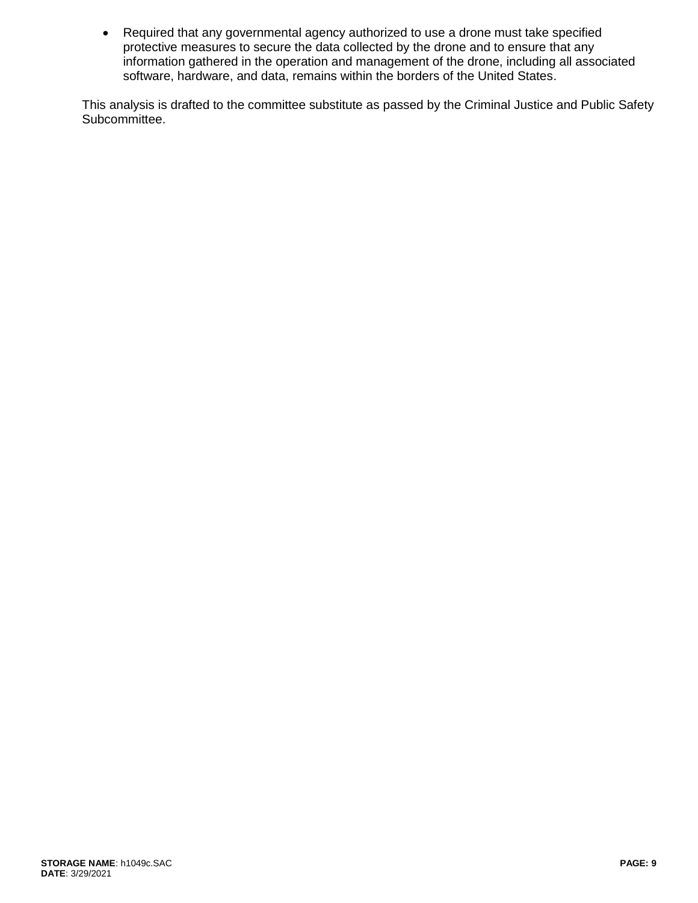- Required that any governmental agency authorized to use a drone must take specified protective measures to secure the data collected by the drone and to ensure that any information gathered in the operation and management of the drone, including all associated software, hardware, and data, remains within the borders of the United States.

This analysis is drafted to the committee substitute as passed by the Criminal Justice and Public Safety Subcommittee.